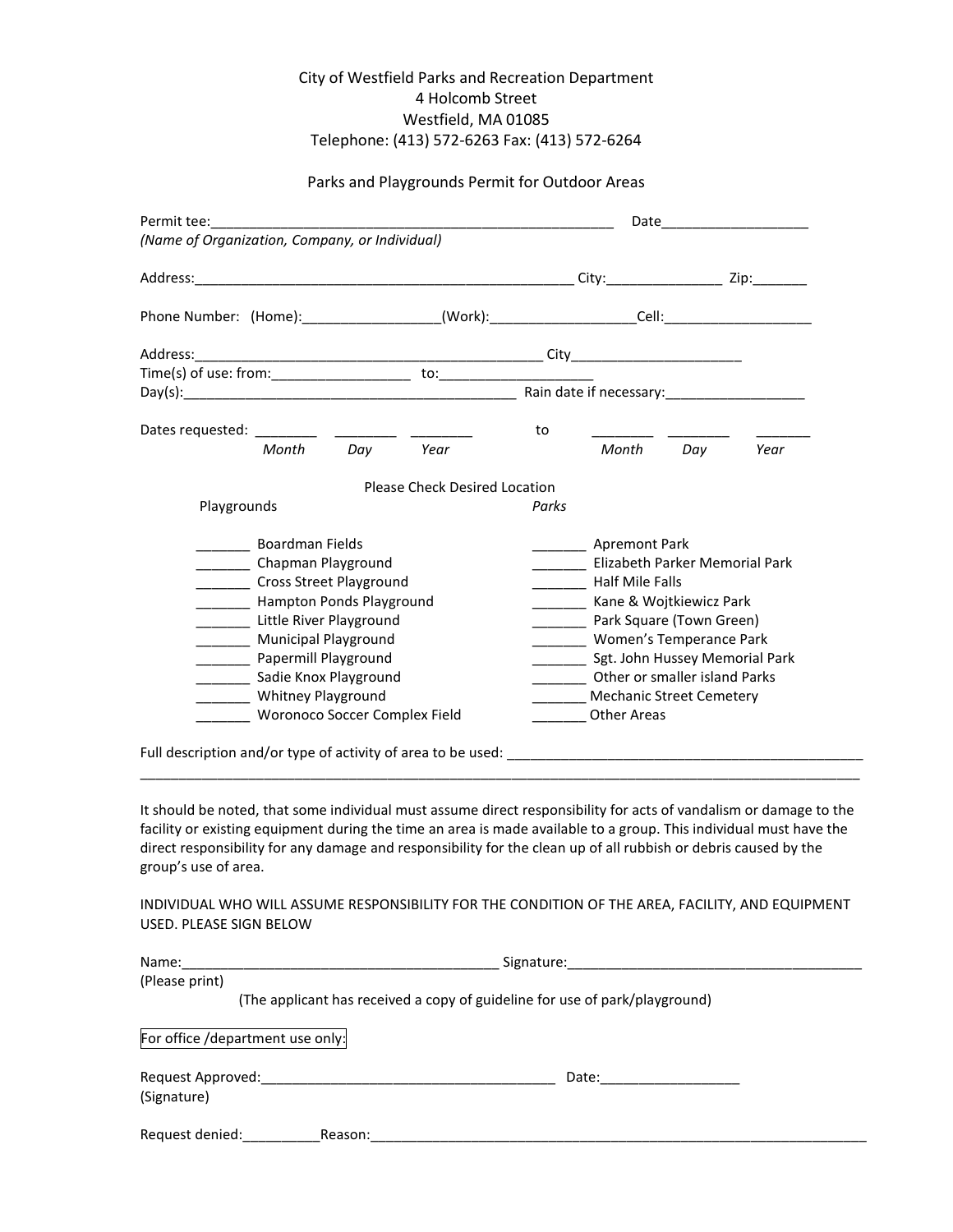City of Westfield Parks and Recreation Department
4 Holcomb Street
Westfield, MA 01085
Telephone: (413) 572-6263 Fax: (413) 572-6264

Parks and Playgrounds Permit for Outdoor Areas

Permit tee:_____________________________________________________ Date___________________
*(Name of Organization, Company, or Individual)*

Address:___________________________________________________ City:_______________ Zip:_______

Phone Number: (Home):_________________(Work):__________________Cell:___________________

Address:______________________________________________ City______________________
Time(s) of use: from:__________________ to:____________________
Day(s):____________________________________________ Rain date if necessary:__________________

Dates requested: ________ ________ ________ to ________ ________ _______
*Month Day Year* *Month Day Year*

Please Check Desired Location

| Playgrounds | *Parks* |
|---|---|
| _______ Boardman Fields | _______ Apremont Park |
| _______ Chapman Playground | _______ Elizabeth Parker Memorial Park |
| _______ Cross Street Playground | _______ Half Mile Falls |
| _______ Hampton Ponds Playground | _______ Kane & Wojtkiewicz Park |
| _______ Little River Playground | _______ Park Square (Town Green) |
| _______ Municipal Playground | _______ Women's Temperance Park |
| _______ Papermill Playground | _______ Sgt. John Hussey Memorial Park |
| _______ Sadie Knox Playground | _______ Other or smaller island Parks |
| _______ Whitney Playground | _______ Mechanic Street Cemetery |
| _______ Woronoco Soccer Complex Field | _______ Other Areas |

Full description and/or type of activity of area to be used: ________________________________________________
_____________________________________________________________________________________________

It should be noted, that some individual must assume direct responsibility for acts of vandalism or damage to the facility or existing equipment during the time an area is made available to a group. This individual must have the direct responsibility for any damage and responsibility for the clean up of all rubbish or debris caused by the group's use of area.

INDIVIDUAL WHO WILL ASSUME RESPONSIBILITY FOR THE CONDITION OF THE AREA, FACILITY, AND EQUIPMENT USED. PLEASE SIGN BELOW

Name:________________________________________ Signature:______________________________________
(Please print)
(The applicant has received a copy of guideline for use of park/playground)

For office /department use only:

Request Approved:_______________________________________ Date:__________________
(Signature)

Request denied:__________Reason:____________________________________________________________________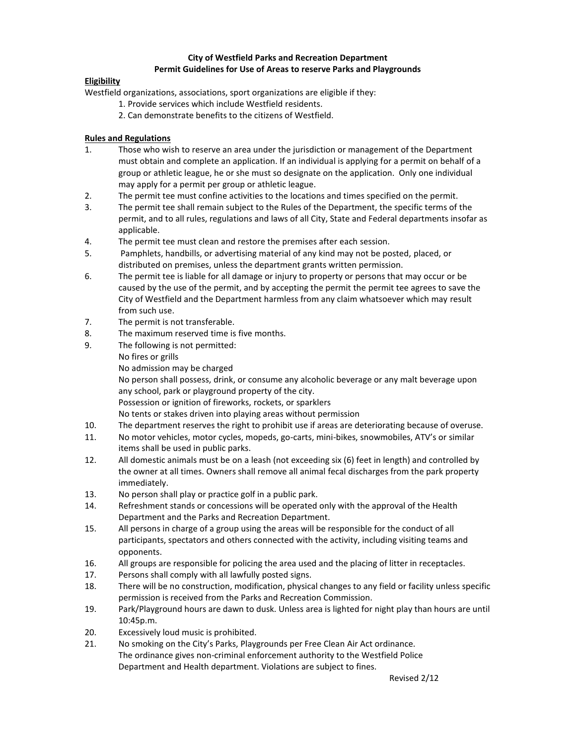**City of Westfield Parks and Recreation Department**
**Permit Guidelines for Use of Areas to reserve Parks and Playgrounds**

**Eligibility**

Westfield organizations, associations, sport organizations are eligible if they:

1. Provide services which include Westfield residents.
2. Can demonstrate benefits to the citizens of Westfield.

**Rules and Regulations**

1. Those who wish to reserve an area under the jurisdiction or management of the Department must obtain and complete an application. If an individual is applying for a permit on behalf of a group or athletic league, he or she must so designate on the application. Only one individual may apply for a permit per group or athletic league.
2. The permit tee must confine activities to the locations and times specified on the permit.
3. The permit tee shall remain subject to the Rules of the Department, the specific terms of the permit, and to all rules, regulations and laws of all City, State and Federal departments insofar as applicable.
4. The permit tee must clean and restore the premises after each session.
5. Pamphlets, handbills, or advertising material of any kind may not be posted, placed, or distributed on premises, unless the department grants written permission.
6. The permit tee is liable for all damage or injury to property or persons that may occur or be caused by the use of the permit, and by accepting the permit the permit tee agrees to save the City of Westfield and the Department harmless from any claim whatsoever which may result from such use.
7. The permit is not transferable.
8. The maximum reserved time is five months.
9. The following is not permitted:
   No fires or grills
   No admission may be charged
   No person shall possess, drink, or consume any alcoholic beverage or any malt beverage upon any school, park or playground property of the city.
   Possession or ignition of fireworks, rockets, or sparklers
   No tents or stakes driven into playing areas without permission
10. The department reserves the right to prohibit use if areas are deteriorating because of overuse.
11. No motor vehicles, motor cycles, mopeds, go-carts, mini-bikes, snowmobiles, ATV's or similar items shall be used in public parks.
12. All domestic animals must be on a leash (not exceeding six (6) feet in length) and controlled by the owner at all times. Owners shall remove all animal fecal discharges from the park property immediately.
13. No person shall play or practice golf in a public park.
14. Refreshment stands or concessions will be operated only with the approval of the Health Department and the Parks and Recreation Department.
15. All persons in charge of a group using the areas will be responsible for the conduct of all participants, spectators and others connected with the activity, including visiting teams and opponents.
16. All groups are responsible for policing the area used and the placing of litter in receptacles.
17. Persons shall comply with all lawfully posted signs.
18. There will be no construction, modification, physical changes to any field or facility unless specific permission is received from the Parks and Recreation Commission.
19. Park/Playground hours are dawn to dusk. Unless area is lighted for night play than hours are until 10:45p.m.
20. Excessively loud music is prohibited.
21. No smoking on the City's Parks, Playgrounds per Free Clean Air Act ordinance.
    The ordinance gives non-criminal enforcement authority to the Westfield Police Department and Health department. Violations are subject to fines.

Revised 2/12